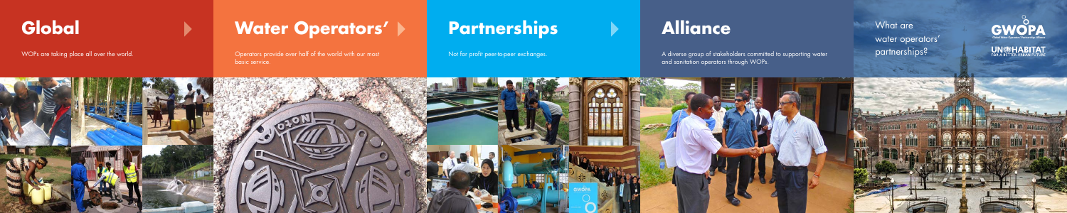# Global

WOPs are taking place all over the world.

# Water Operators'

Operators provide over half of the world with our most basic service.

# Partnerships

Not for profit peer-to-peer exchanges.

# Alliance

A diverse group of stakeholders committed to supporting water and sanitation operators through WOPs.

What are water operators' partnerships?

GWOPA

UN-HABITAT
FOR A BETTER URBAN FUTURE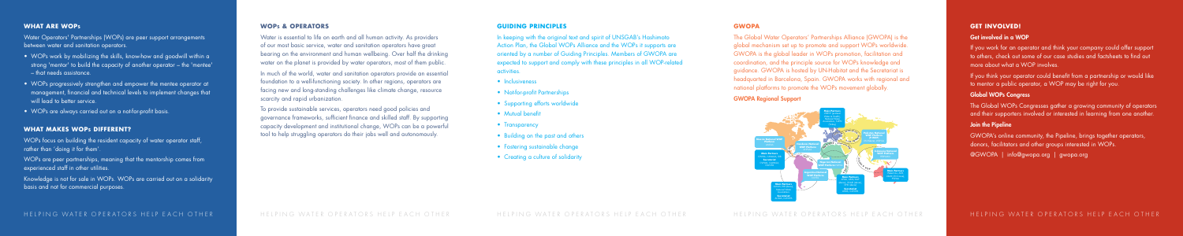## WHAT ARE WOPs

Water Operators' Partnerships (WOPs) are peer support arrangements between water and sanitation operators.

- WOPs work by mobilizing the skills, know-how and goodwill within a strong 'mentor' to build the capacity of another operator – the 'mentee' – that needs assistance.
- WOPs progressively strengthen and empower the mentee operator at management, financial and technical levels to implement changes that will lead to better service.
- WOPs are always carried out on a not-for-profit basis.

## WHAT MAKES WOPs DIFFERENT?

WOPs focus on building the resident capacity of water operator staff, rather than 'doing it for them'.

WOPs are peer partnerships, meaning that the mentorship comes from experienced staff in other utilities.

Knowledge is not for sale in WOPs. WOPs are carried out on a solidarity basis and not for commercial purposes.

## WOPs & OPERATORS

Water is essential to life on earth and all human activity. As providers of our most basic service, water and sanitation operators have great bearing on the environment and human wellbeing. Over half the drinking water on the planet is provided by water operators, most of them public.

In much of the world, water and sanitation operators provide an essential foundation to a well-functioning society. In other regions, operators are facing new and long-standing challenges like climate change, resource scarcity and rapid urbanization.

To provide sustainable services, operators need good policies and governance frameworks, sufficient finance and skilled staff. By supporting capacity development and institutional change, WOPs can be a powerful tool to help struggling operators do their jobs well and autonomously.

## GUIDING PRINCIPLES

In keeping with the original text and spirit of UNSGAB's Hashimoto Action Plan, the Global WOPs Alliance and the WOPs it supports are oriented by a number of Guiding Principles. Members of GWOPA are expected to support and comply with these principles in all WOP-related activities.

- Inclusiveness
- Not-for-profit Partnerships
- Supporting efforts worldwide
- Mutual benefit
- Transparency
- Building on the past and others
- Fostering sustainable change
- Creating a culture of solidarity

## GWOPA

The Global Water Operators' Partnerships Alliance (GWOPA) is the global mechanism set up to promote and support WOPs worldwide. GWOPA is the global leader in WOPs promotion, facilitation and coordination, and the principle source for WOPs knowledge and guidance. GWOPA is hosted by UN-Habitat and the Secretariat is headquarted in Barcelona, Spain. GWOPA works with regional and national platforms to promote the WOPs movement globally.

### GWOPA Regional Support

## GET INVOLVED!

### Get involved in a WOP

If you work for an operator and think your company could offer support to others, check out some of our case studies and factsheets to find out more about what a WOP involves.

If you think your operator could benefit from a partnership or would like to mentor a public operator, a WOP may be right for you.

### Global WOPs Congress

The Global WOPs Congresses gather a growing community of operators and their supporters involved or interested in learning from one another.

### Join the Pipeline

GWOPA's online community, the Pipeline, brings together operators, donors, facilitators and other groups interested in WOPs.

@GWOPA | info@gwopa.org | gwopa.org